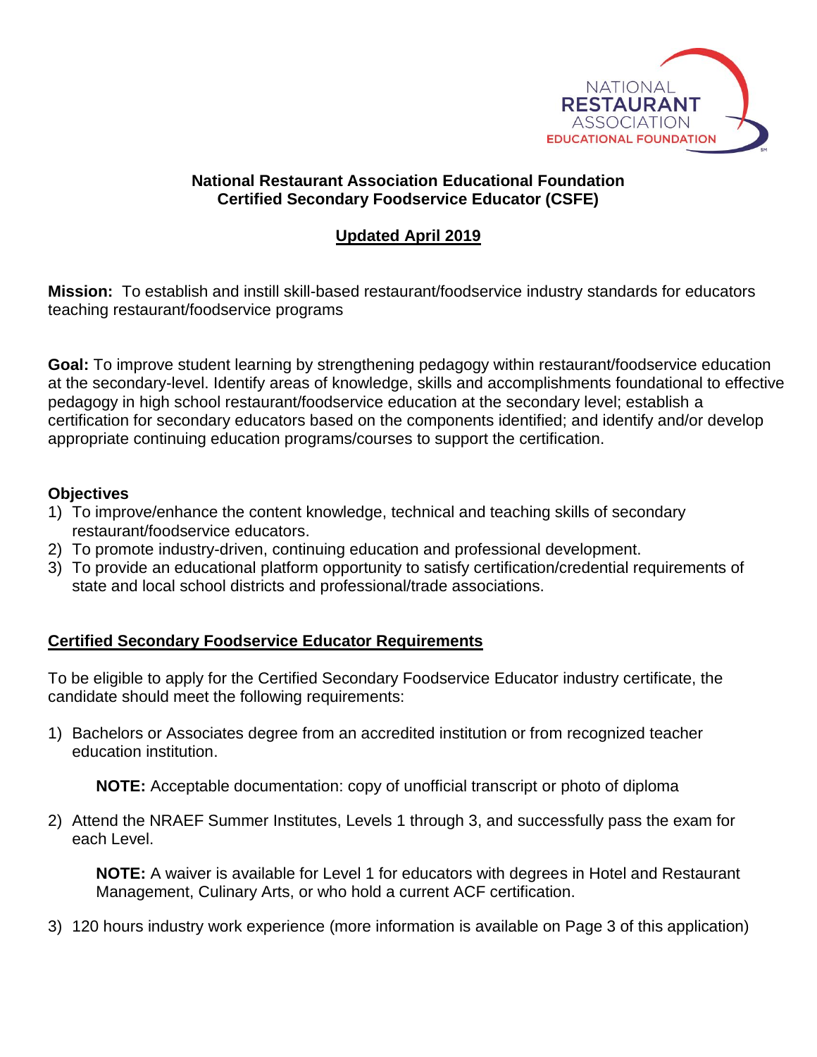NATIONAL RESTAURANT ASSOCIATION EDUCATIONAL FOUNDATION

# National Restaurant Association Educational Foundation
# Certified Secondary Foodservice Educator (CSFE)

**Updated April 2019**

**Mission:** To establish and instill skill-based restaurant/foodservice industry standards for educators teaching restaurant/foodservice programs

**Goal:** To improve student learning by strengthening pedagogy within restaurant/foodservice education at the secondary-level. Identify areas of knowledge, skills and accomplishments foundational to effective pedagogy in high school restaurant/foodservice education at the secondary level; establish a certification for secondary educators based on the components identified; and identify and/or develop appropriate continuing education programs/courses to support the certification.

**Objectives**

1) To improve/enhance the content knowledge, technical and teaching skills of secondary restaurant/foodservice educators.
2) To promote industry-driven, continuing education and professional development.
3) To provide an educational platform opportunity to satisfy certification/credential requirements of state and local school districts and professional/trade associations.

## Certified Secondary Foodservice Educator Requirements

To be eligible to apply for the Certified Secondary Foodservice Educator industry certificate, the candidate should meet the following requirements:

1) Bachelors or Associates degree from an accredited institution or from recognized teacher education institution.

   **NOTE:** Acceptable documentation: copy of unofficial transcript or photo of diploma

2) Attend the NRAEF Summer Institutes, Levels 1 through 3, and successfully pass the exam for each Level.

   **NOTE:** A waiver is available for Level 1 for educators with degrees in Hotel and Restaurant Management, Culinary Arts, or who hold a current ACF certification.

3) 120 hours industry work experience (more information is available on Page 3 of this application)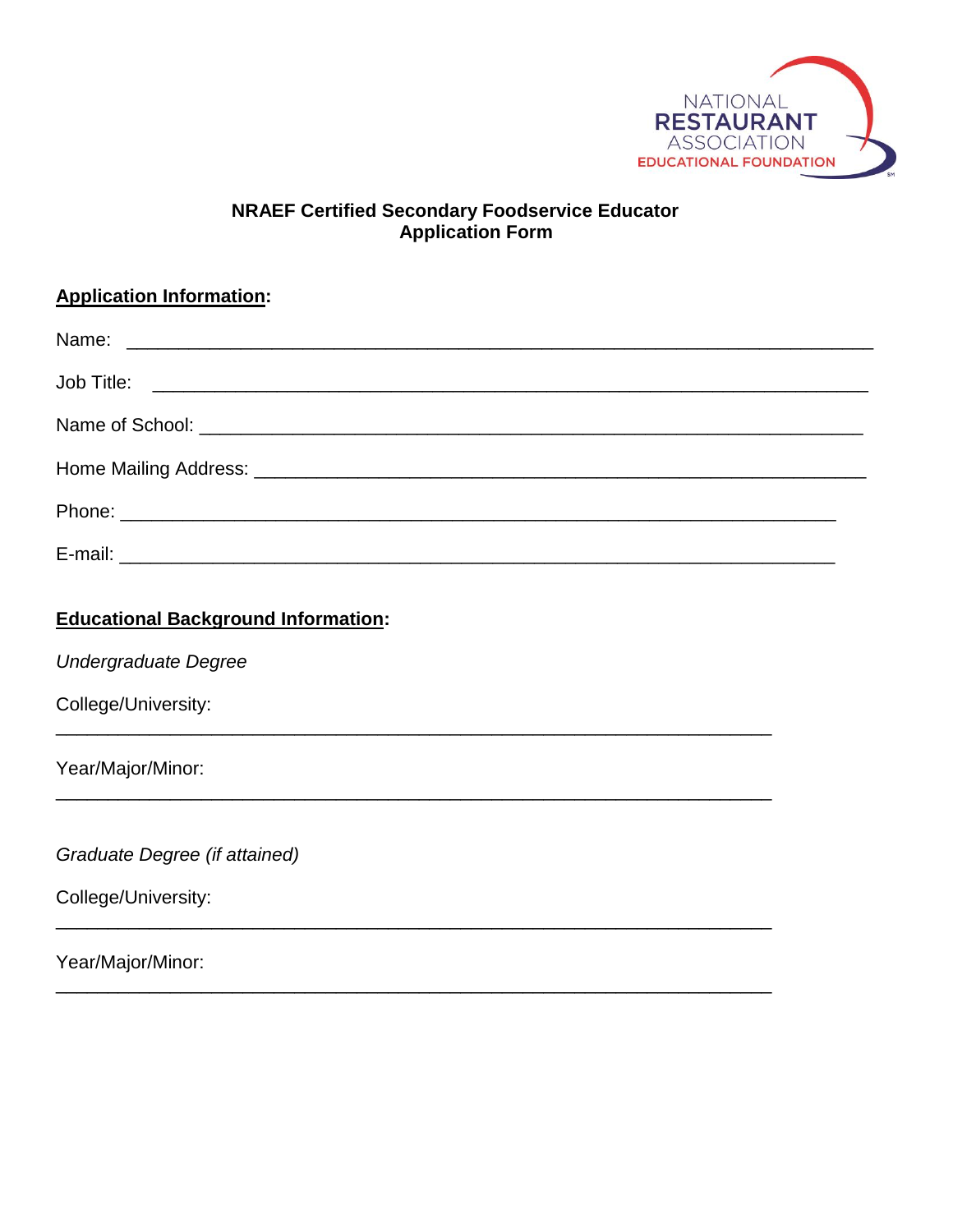NATIONAL RESTAURANT ASSOCIATION EDUCATIONAL FOUNDATION

**NRAEF Certified Secondary Foodservice Educator**
**Application Form**

**Application Information:**

Name: ______________________________________________________________________

Job Title: ____________________________________________________________________

Name of School: _______________________________________________________________

Home Mailing Address: __________________________________________________________

Phone: _______________________________________________________________________

E-mail: _______________________________________________________________________

**Educational Background Information:**

*Undergraduate Degree*

College/University: _____________________________________________________________

Year/Major/Minor: ______________________________________________________________

*Graduate Degree (if attained)*

College/University: _____________________________________________________________

Year/Major/Minor: ______________________________________________________________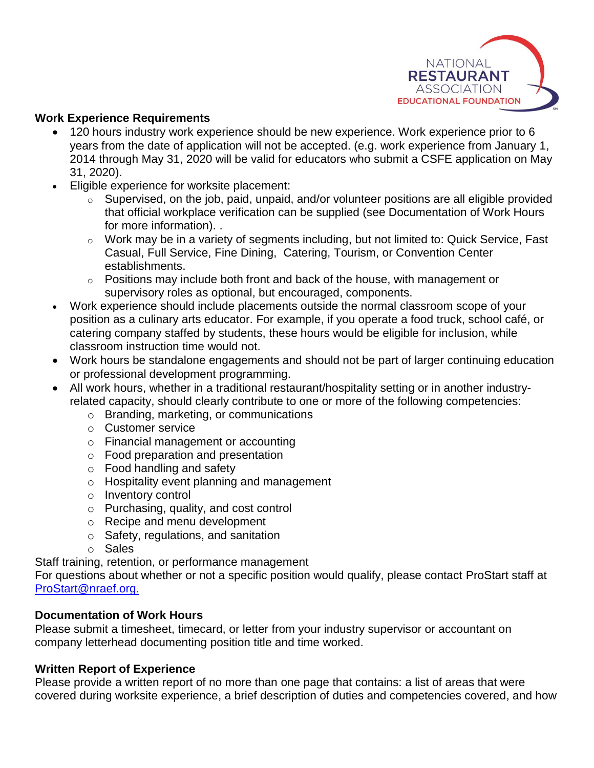**Work Experience Requirements**

- 120 hours industry work experience should be new experience. Work experience prior to 6 years from the date of application will not be accepted. (e.g. work experience from January 1, 2014 through May 31, 2020 will be valid for educators who submit a CSFE application on May 31, 2020).
- Eligible experience for worksite placement:
  - Supervised, on the job, paid, unpaid, and/or volunteer positions are all eligible provided that official workplace verification can be supplied (see Documentation of Work Hours for more information). .
  - Work may be in a variety of segments including, but not limited to: Quick Service, Fast Casual, Full Service, Fine Dining, Catering, Tourism, or Convention Center establishments.
  - Positions may include both front and back of the house, with management or supervisory roles as optional, but encouraged, components.
- Work experience should include placements outside the normal classroom scope of your position as a culinary arts educator. For example, if you operate a food truck, school café, or catering company staffed by students, these hours would be eligible for inclusion, while classroom instruction time would not.
- Work hours be standalone engagements and should not be part of larger continuing education or professional development programming.
- All work hours, whether in a traditional restaurant/hospitality setting or in another industry-related capacity, should clearly contribute to one or more of the following competencies:
  - Branding, marketing, or communications
  - Customer service
  - Financial management or accounting
  - Food preparation and presentation
  - Food handling and safety
  - Hospitality event planning and management
  - Inventory control
  - Purchasing, quality, and cost control
  - Recipe and menu development
  - Safety, regulations, and sanitation
  - Sales

Staff training, retention, or performance management

For questions about whether or not a specific position would qualify, please contact ProStart staff at ProStart@nraef.org.

**Documentation of Work Hours**

Please submit a timesheet, timecard, or letter from your industry supervisor or accountant on company letterhead documenting position title and time worked.

**Written Report of Experience**

Please provide a written report of no more than one page that contains: a list of areas that were covered during worksite experience, a brief description of duties and competencies covered, and how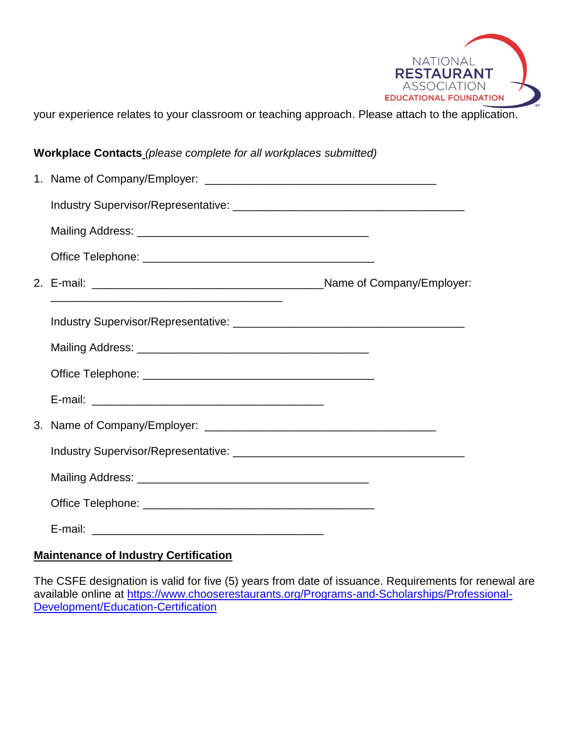your experience relates to your classroom or teaching approach. Please attach to the application.

**Workplace Contacts** *(please complete for all workplaces submitted)*

1. Name of Company/Employer: ____________________________________

   Industry Supervisor/Representative: ____________________________________

   Mailing Address: ____________________________________

   Office Telephone: ____________________________________

2. E-mail: ____________________________________Name of Company/Employer: ____________________________________

   Industry Supervisor/Representative: ____________________________________

   Mailing Address: ____________________________________

   Office Telephone: ____________________________________

   E-mail: ____________________________________

3. Name of Company/Employer: ____________________________________

   Industry Supervisor/Representative: ____________________________________

   Mailing Address: ____________________________________

   Office Telephone: ____________________________________

   E-mail: ____________________________________

## Maintenance of Industry Certification

The CSFE designation is valid for five (5) years from date of issuance. Requirements for renewal are available online at [https://www.chooserestaurants.org/Programs-and-Scholarships/Professional-Development/Education-Certification](https://www.chooserestaurants.org/Programs-and-Scholarships/Professional-Development/Education-Certification)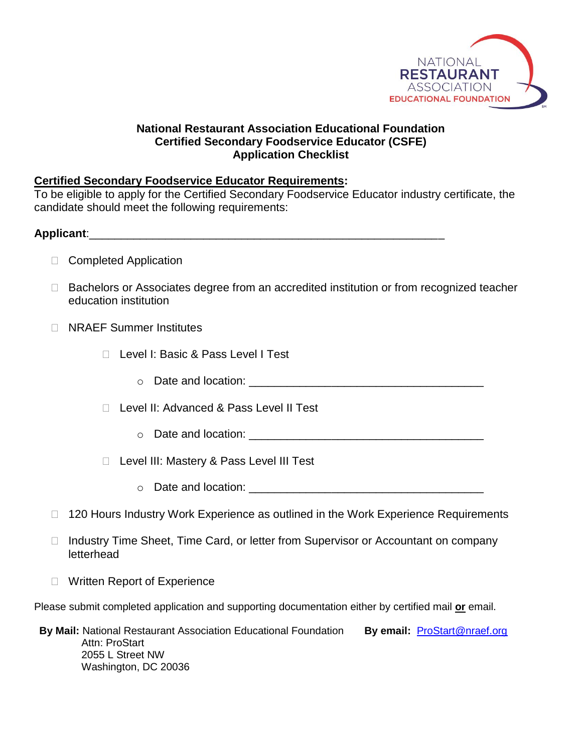**National Restaurant Association Educational Foundation**
**Certified Secondary Foodservice Educator (CSFE)**
**Application Checklist**

**Certified Secondary Foodservice Educator Requirements:**
To be eligible to apply for the Certified Secondary Foodservice Educator industry certificate, the candidate should meet the following requirements:

**Applicant**:_______________________________________________________

- ☐ Completed Application
- ☐ Bachelors or Associates degree from an accredited institution or from recognized teacher education institution
- ☐ NRAEF Summer Institutes
  - ☐ Level I: Basic & Pass Level I Test
    - Date and location: ____________________________________
  - ☐ Level II: Advanced & Pass Level II Test
    - Date and location: ____________________________________
  - ☐ Level III: Mastery & Pass Level III Test
    - Date and location: ____________________________________
- ☐ 120 Hours Industry Work Experience as outlined in the Work Experience Requirements
- ☐ Industry Time Sheet, Time Card, or letter from Supervisor or Accountant on company letterhead
- ☐ Written Report of Experience

Please submit completed application and supporting documentation either by certified mail **or** email.

**By Mail:** National Restaurant Association Educational Foundation
Attn: ProStart
2055 L Street NW
Washington, DC 20036

**By email:** ProStart@nraef.org